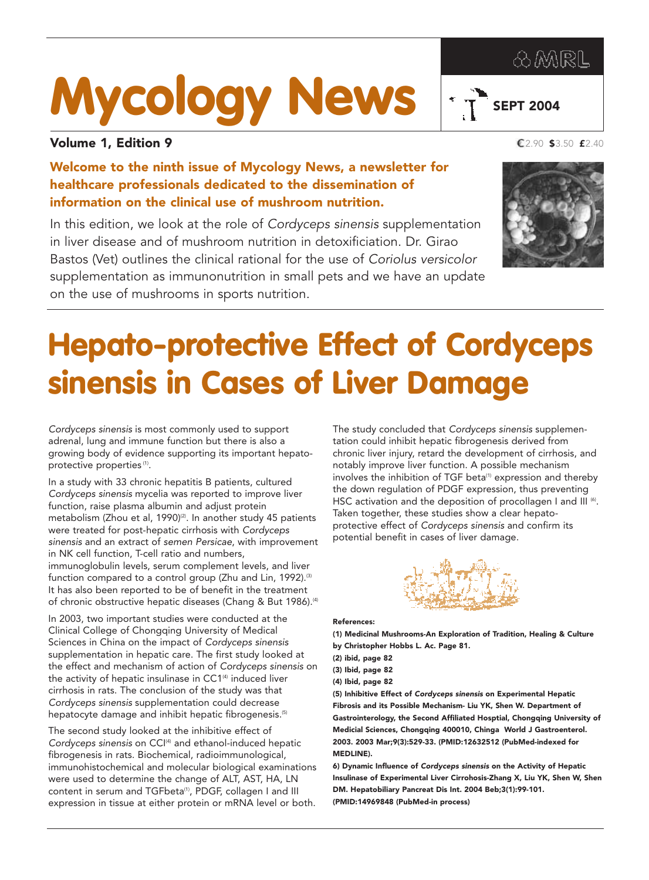# Mycology News

MRL

SEPT 2004

**Volume 1, Edition 9**

€2.90 $3.50 £2.40

**Welcome to the ninth issue of Mycology News, a newsletter for healthcare professionals dedicated to the dissemination of information on the clinical use of mushroom nutrition.**

In this edition, we look at the role of *Cordyceps sinensis* supplementation in liver disease and of mushroom nutrition in detoxificiation. Dr. Girao Bastos (Vet) outlines the clinical rational for the use of *Coriolus versicolor* supplementation as immunonutrition in small pets and we have an update on the use of mushrooms in sports nutrition.

# Hepato-protective Effect of Cordyceps sinensis in Cases of Liver Damage

*Cordyceps sinensis* is most commonly used to support adrenal, lung and immune function but there is also a growing body of evidence supporting its important hepato-protective properties[1].

In a study with 33 chronic hepatitis B patients, cultured *Cordyceps sinensis* mycelia was reported to improve liver function, raise plasma albumin and adjust protein metabolism (Zhou et al, 1990)[2]. In another study 45 patients were treated for post-hepatic cirrhosis with *Cordyceps sinensis* and an extract of *semen Persicae*, with improvement in NK cell function, T-cell ratio and numbers, immunoglobulin levels, serum complement levels, and liver function compared to a control group (Zhu and Lin, 1992).[3] It has also been reported to be of benefit in the treatment of chronic obstructive hepatic diseases (Chang & But 1986).[4]

In 2003, two important studies were conducted at the Clinical College of Chongqing University of Medical Sciences in China on the impact of *Cordyceps sinensis* supplementation in hepatic care. The first study looked at the effect and mechanism of action of *Cordyceps sinensis* on the activity of hepatic insulinase in CC1[4] induced liver cirrhosis in rats. The conclusion of the study was that *Cordyceps sinensis* supplementation could decrease hepatocyte damage and inhibit hepatic fibrogenesis.[5]

The second study looked at the inhibitive effect of *Cordyceps sinensis* on CCl[4] and ethanol-induced hepatic fibrogenesis in rats. Biochemical, radioimmunological, immunohistochemical and molecular biological examinations were used to determine the change of ALT, AST, HA, LN content in serum and TGFbeta[1], PDGF, collagen I and III expression in tissue at either protein or mRNA level or both.

The study concluded that *Cordyceps sinensis* supplementation could inhibit hepatic fibrogenesis derived from chronic liver injury, retard the development of cirrhosis, and notably improve liver function. A possible mechanism involves the inhibition of TGF beta[1] expression and thereby the down regulation of PDGF expression, thus preventing HSC activation and the deposition of procollagen I and III [6]. Taken together, these studies show a clear hepato-protective effect of *Cordyceps sinensis* and confirm its potential benefit in cases of liver damage.

**References:**

**(1) Medicinal Mushrooms-An Exploration of Tradition, Healing & Culture by Christopher Hobbs L. Ac. Page 81.**

**(2) ibid, page 82**

**(3) Ibid, page 82**

**(4) Ibid, page 82**

**(5) Inhibitive Effect of *Cordyceps sinensis* on Experimental Hepatic Fibrosis and its Possible Mechanism- Liu YK, Shen W. Department of Gastrointerology, the Second Affiliated Hosptial, Chongqing University of Medicial Sciences, Chongqing 400010, Chinga World J Gastroenterol. 2003. 2003 Mar;9(3):529-33. (PMID:12632512 (PubMed-indexed for MEDLINE).**

**6) Dynamic Influence of *Cordyceps sinensis* on the Activity of Hepatic Insulinase of Experimental Liver Cirrhosis-Zhang X, Liu YK, Shen W, Shen DM. Hepatobiliary Pancreat Dis Int. 2004 Beb;3(1):99-101. (PMID:14969848 (PubMed-in process)**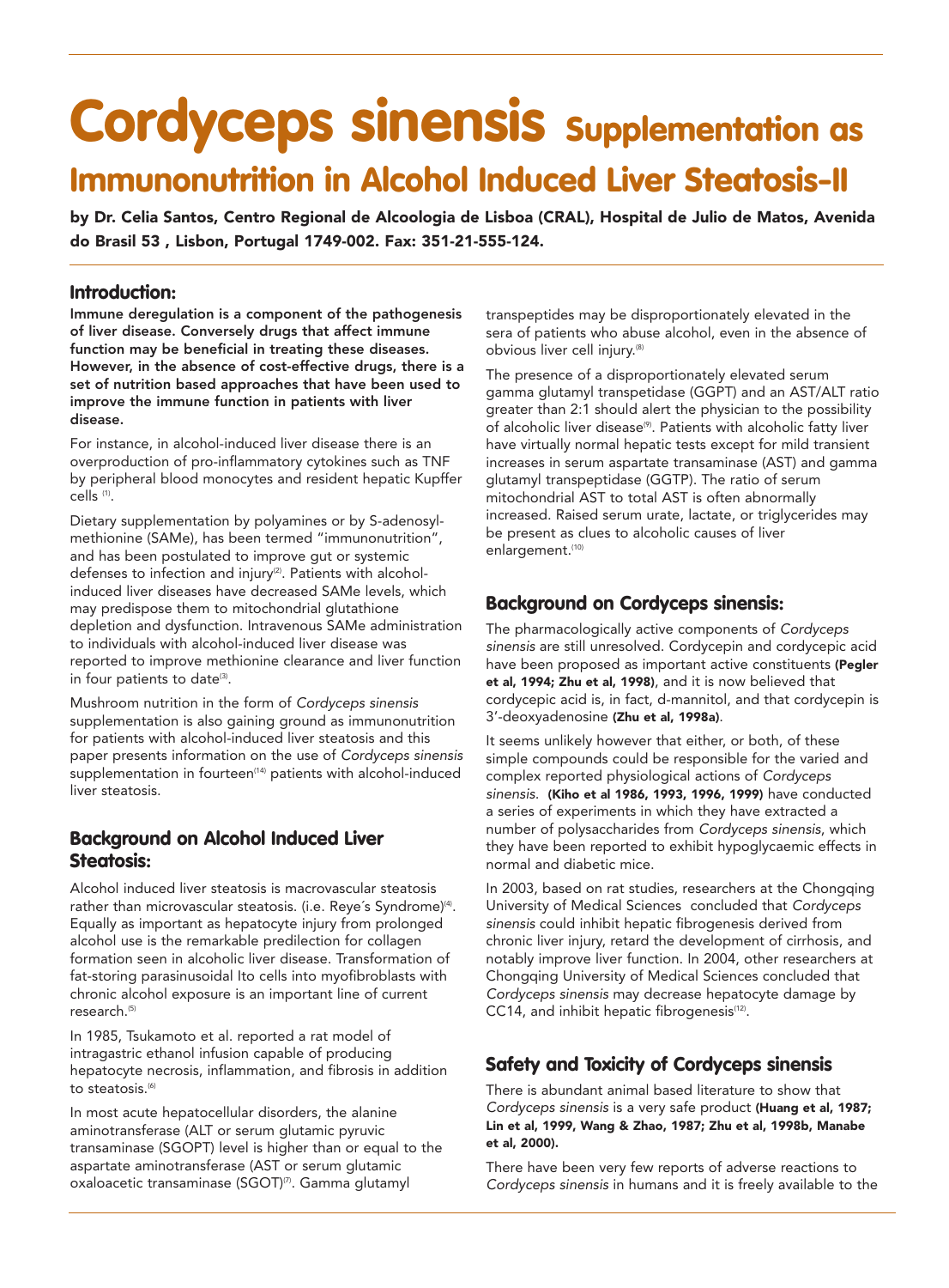# Cordyceps sinensis Supplementation as Immunonutrition in Alcohol Induced Liver Steatosis-II

**by Dr. Celia Santos, Centro Regional de Alcoologia de Lisboa (CRAL), Hospital de Julio de Matos, Avenida do Brasil 53 , Lisbon, Portugal 1749-002. Fax: 351-21-555-124.**

## Introduction:

**Immune deregulation is a component of the pathogenesis of liver disease. Conversely drugs that affect immune function may be beneficial in treating these diseases. However, in the absence of cost-effective drugs, there is a set of nutrition based approaches that have been used to improve the immune function in patients with liver disease.**

For instance, in alcohol-induced liver disease there is an overproduction of pro-inflammatory cytokines such as TNF by peripheral blood monocytes and resident hepatic Kupffer cells [(1)].

Dietary supplementation by polyamines or by S-adenosyl-methionine (SAMe), has been termed "immunonutrition", and has been postulated to improve gut or systemic defenses to infection and injury[(2)]. Patients with alcohol-induced liver diseases have decreased SAMe levels, which may predispose them to mitochondrial glutathione depletion and dysfunction. Intravenous SAMe administration to individuals with alcohol-induced liver disease was reported to improve methionine clearance and liver function in four patients to date[(3)].

Mushroom nutrition in the form of *Cordyceps sinensis* supplementation is also gaining ground as immunonutrition for patients with alcohol-induced liver steatosis and this paper presents information on the use of *Cordyceps sinensis* supplementation in fourteen[(14)] patients with alcohol-induced liver steatosis.

## Background on Alcohol Induced Liver Steatosis:

Alcohol induced liver steatosis is macrovascular steatosis rather than microvascular steatosis. (i.e. Reye´s Syndrome)[(4)]. Equally as important as hepatocyte injury from prolonged alcohol use is the remarkable predilection for collagen formation seen in alcoholic liver disease. Transformation of fat-storing parasinusoidal Ito cells into myofibroblasts with chronic alcohol exposure is an important line of current research.[(5)]

In 1985, Tsukamoto et al. reported a rat model of intragastric ethanol infusion capable of producing hepatocyte necrosis, inflammation, and fibrosis in addition to steatosis.[(6)]

In most acute hepatocellular disorders, the alanine aminotransferase (ALT or serum glutamic pyruvic transaminase (SGOPT) level is higher than or equal to the aspartate aminotransferase (AST or serum glutamic oxaloacetic transaminase (SGOT)[(7)]. Gamma glutamyl transpeptides may be disproportionately elevated in the sera of patients who abuse alcohol, even in the absence of obvious liver cell injury.[(8)]

The presence of a disproportionately elevated serum gamma glutamyl transpetidase (GGPT) and an AST/ALT ratio greater than 2:1 should alert the physician to the possibility of alcoholic liver disease[(9)]. Patients with alcoholic fatty liver have virtually normal hepatic tests except for mild transient increases in serum aspartate transaminase (AST) and gamma glutamyl transpeptidase (GGTP). The ratio of serum mitochondrial AST to total AST is often abnormally increased. Raised serum urate, lactate, or triglycerides may be present as clues to alcoholic causes of liver enlargement.[(10)]

## Background on Cordyceps sinensis:

The pharmacologically active components of *Cordyceps sinensis* are still unresolved. Cordycepin and cordycepic acid have been proposed as important active constituents **(Pegler et al, 1994; Zhu et al, 1998)**, and it is now believed that cordycepic acid is, in fact, d-mannitol, and that cordycepin is 3'-deoxyadenosine **(Zhu et al, 1998a)**.

It seems unlikely however that either, or both, of these simple compounds could be responsible for the varied and complex reported physiological actions of *Cordyceps sinensis*. **(Kiho et al 1986, 1993, 1996, 1999)** have conducted a series of experiments in which they have extracted a number of polysaccharides from *Cordyceps sinensis*, which they have been reported to exhibit hypoglycaemic effects in normal and diabetic mice.

In 2003, based on rat studies, researchers at the Chongqing University of Medical Sciences concluded that *Cordyceps sinensis* could inhibit hepatic fibrogenesis derived from chronic liver injury, retard the development of cirrhosis, and notably improve liver function. In 2004, other researchers at Chongqing University of Medical Sciences concluded that *Cordyceps sinensis* may decrease hepatocyte damage by CC14, and inhibit hepatic fibrogenesis[(12)].

## Safety and Toxicity of Cordyceps sinensis

There is abundant animal based literature to show that *Cordyceps sinensis* is a very safe product **(Huang et al, 1987; Lin et al, 1999, Wang & Zhao, 1987; Zhu et al, 1998b, Manabe et al, 2000).**

There have been very few reports of adverse reactions to *Cordyceps sinensis* in humans and it is freely available to the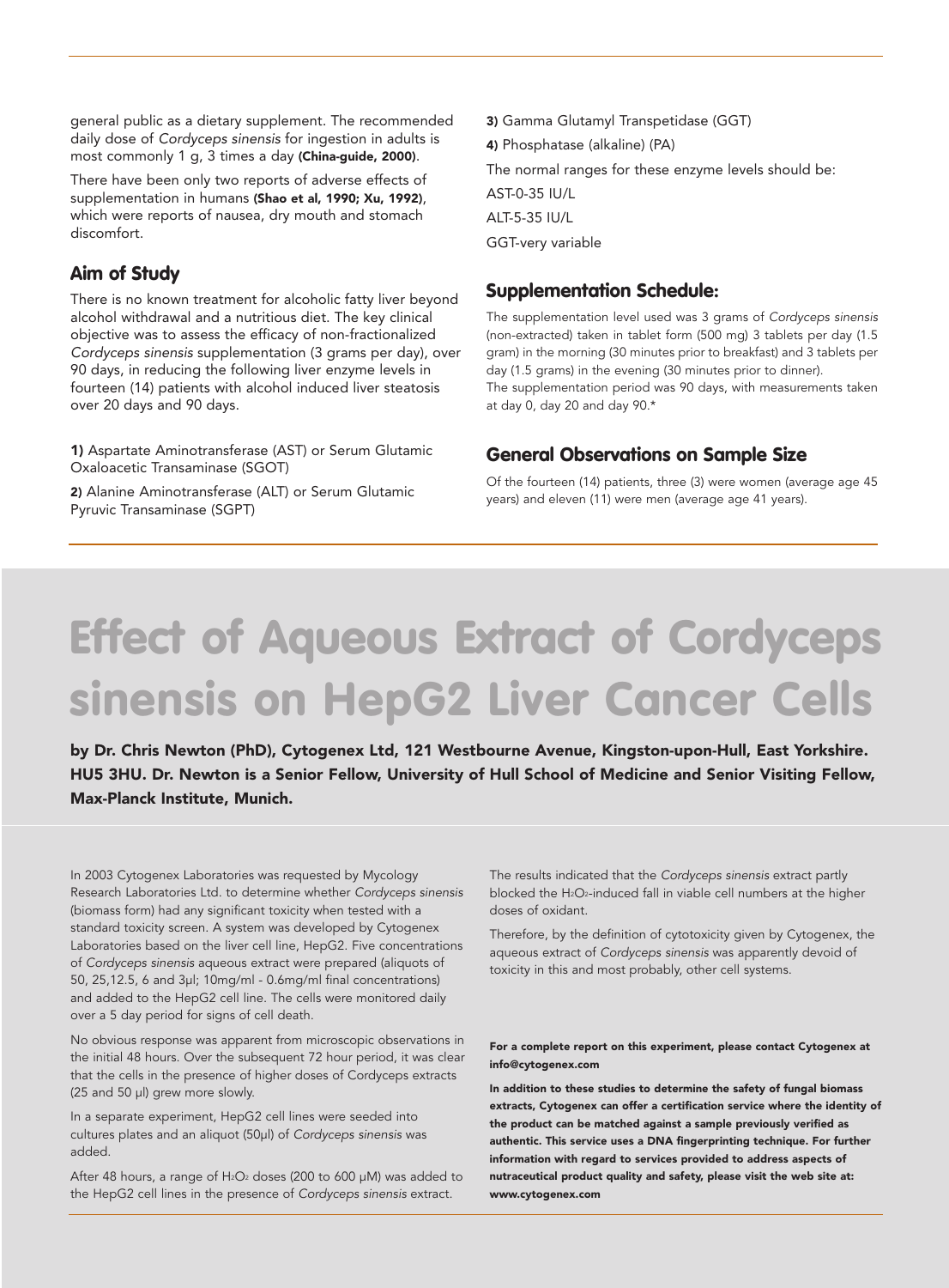general public as a dietary supplement. The recommended daily dose of *Cordyceps sinensis* for ingestion in adults is most commonly 1 g, 3 times a day **(China-guide, 2000)**.

There have been only two reports of adverse effects of supplementation in humans **(Shao et al, 1990; Xu, 1992)**, which were reports of nausea, dry mouth and stomach discomfort.

### Aim of Study

There is no known treatment for alcoholic fatty liver beyond alcohol withdrawal and a nutritious diet. The key clinical objective was to assess the efficacy of non-fractionalized *Cordyceps sinensis* supplementation (3 grams per day), over 90 days, in reducing the following liver enzyme levels in fourteen (14) patients with alcohol induced liver steatosis over 20 days and 90 days.

**1)** Aspartate Aminotransferase (AST) or Serum Glutamic Oxaloacetic Transaminase (SGOT)

**2)** Alanine Aminotransferase (ALT) or Serum Glutamic Pyruvic Transaminase (SGPT)

**3)** Gamma Glutamyl Transpetidase (GGT)

**4)** Phosphatase (alkaline) (PA)

The normal ranges for these enzyme levels should be:

AST-0-35 IU/L

ALT-5-35 IU/L

GGT-very variable

### Supplementation Schedule:

The supplementation level used was 3 grams of *Cordyceps sinensis* (non-extracted) taken in tablet form (500 mg) 3 tablets per day (1.5 gram) in the morning (30 minutes prior to breakfast) and 3 tablets per day (1.5 grams) in the evening (30 minutes prior to dinner). The supplementation period was 90 days, with measurements taken at day 0, day 20 and day 90.*

### General Observations on Sample Size

Of the fourteen (14) patients, three (3) were women (average age 45 years) and eleven (11) were men (average age 41 years).

# Effect of Aqueous Extract of Cordyceps sinensis on HepG2 Liver Cancer Cells

**by Dr. Chris Newton (PhD), Cytogenex Ltd, 121 Westbourne Avenue, Kingston-upon-Hull, East Yorkshire. HU5 3HU. Dr. Newton is a Senior Fellow, University of Hull School of Medicine and Senior Visiting Fellow, Max-Planck Institute, Munich.**

In 2003 Cytogenex Laboratories was requested by Mycology Research Laboratories Ltd. to determine whether *Cordyceps sinensis* (biomass form) had any significant toxicity when tested with a standard toxicity screen. A system was developed by Cytogenex Laboratories based on the liver cell line, HepG2. Five concentrations of *Cordyceps sinensis* aqueous extract were prepared (aliquots of 50, 25,12.5, 6 and 3μl; 10mg/ml - 0.6mg/ml final concentrations) and added to the HepG2 cell line. The cells were monitored daily over a 5 day period for signs of cell death.

No obvious response was apparent from microscopic observations in the initial 48 hours. Over the subsequent 72 hour period, it was clear that the cells in the presence of higher doses of Cordyceps extracts (25 and 50 μl) grew more slowly.

In a separate experiment, HepG2 cell lines were seeded into cultures plates and an aliquot (50μl) of *Cordyceps sinensis* was added.

After 48 hours, a range of $H_2O_2$ doses (200 to 600 μM) was added to the HepG2 cell lines in the presence of *Cordyceps sinensis* extract.

The results indicated that the *Cordyceps sinensis* extract partly blocked the $H_2O_2$-induced fall in viable cell numbers at the higher doses of oxidant.

Therefore, by the definition of cytotoxicity given by Cytogenex, the aqueous extract of *Cordyceps sinensis* was apparently devoid of toxicity in this and most probably, other cell systems.

**For a complete report on this experiment, please contact Cytogenex at info@cytogenex.com**

**In addition to these studies to determine the safety of fungal biomass extracts, Cytogenex can offer a certification service where the identity of the product can be matched against a sample previously verified as authentic. This service uses a DNA fingerprinting technique. For further information with regard to services provided to address aspects of nutraceutical product quality and safety, please visit the web site at: www.cytogenex.com**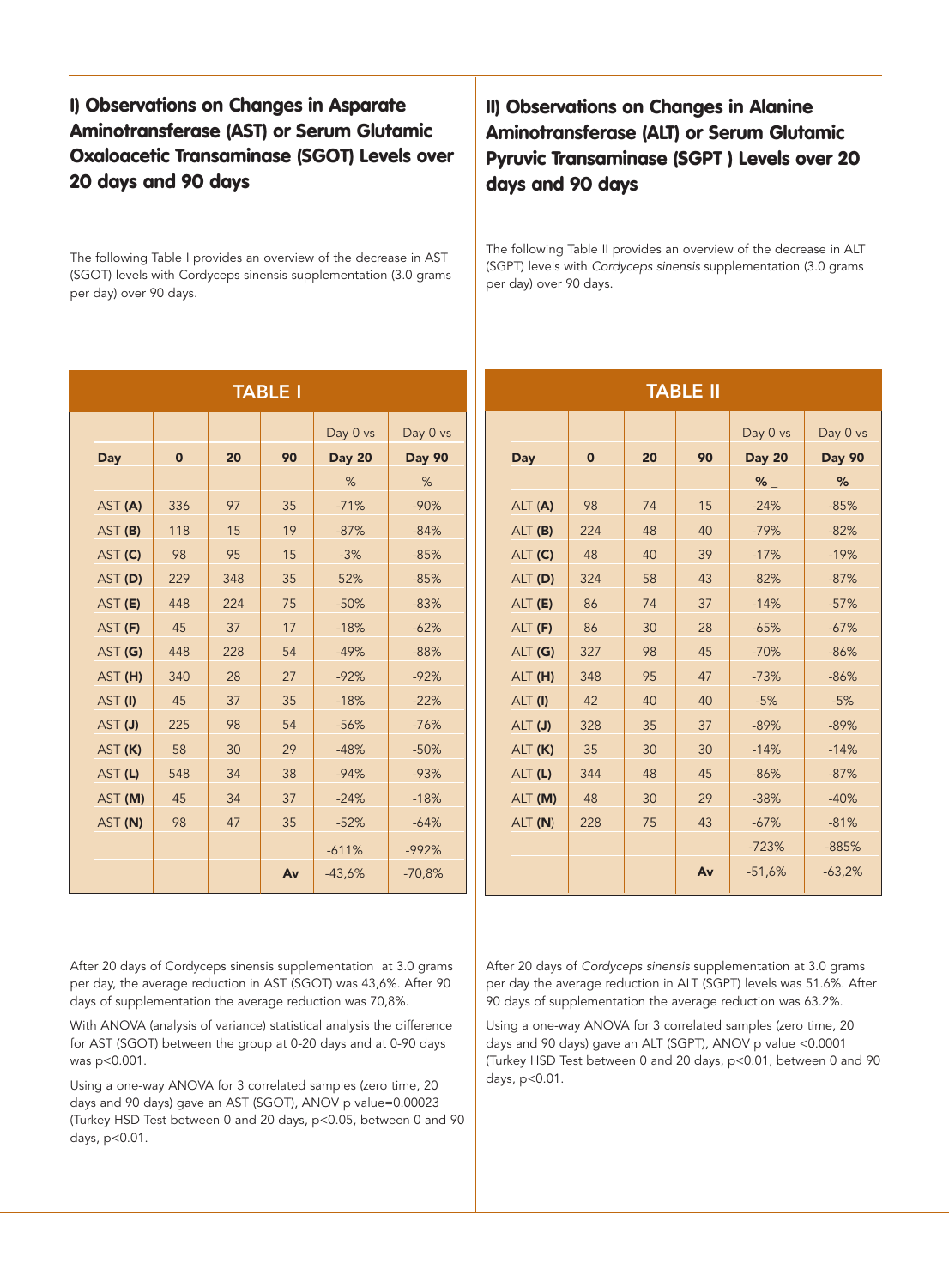## I) Observations on Changes in Asparate Aminotransferase (AST) or Serum Glutamic Oxaloacetic Transaminase (SGOT) Levels over 20 days and 90 days

The following Table I provides an overview of the decrease in AST (SGOT) levels with Cordyceps sinensis supplementation (3.0 grams per day) over 90 days.

**TABLE I**

| Day | 0 | 20 | 90 | Day 0 vs Day 20 % | Day 0 vs Day 90 % |
|---|---|---|---|---|---|
| AST **(A)** | 336 | 97 | 35 | -71% | -90% |
| AST **(B)** | 118 | 15 | 19 | -87% | -84% |
| AST **(C)** | 98 | 95 | 15 | -3% | -85% |
| AST **(D)** | 229 | 348 | 35 | 52% | -85% |
| AST **(E)** | 448 | 224 | 75 | -50% | -83% |
| AST **(F)** | 45 | 37 | 17 | -18% | -62% |
| AST **(G)** | 448 | 228 | 54 | -49% | -88% |
| AST **(H)** | 340 | 28 | 27 | -92% | -92% |
| AST **(I)** | 45 | 37 | 35 | -18% | -22% |
| AST **(J)** | 225 | 98 | 54 | -56% | -76% |
| AST **(K)** | 58 | 30 | 29 | -48% | -50% |
| AST **(L)** | 548 | 34 | 38 | -94% | -93% |
| AST **(M)** | 45 | 34 | 37 | -24% | -18% |
| AST **(N)** | 98 | 47 | 35 | -52% | -64% |
| | | | | -611% | -992% |
| | | | **Av** | -43,6% | -70,8% |

After 20 days of Cordyceps sinensis supplementation at 3.0 grams per day, the average reduction in AST (SGOT) was 43,6%. After 90 days of supplementation the average reduction was 70,8%.

With ANOVA (analysis of variance) statistical analysis the difference for AST (SGOT) between the group at 0-20 days and at 0-90 days was p<0.001.

Using a one-way ANOVA for 3 correlated samples (zero time, 20 days and 90 days) gave an AST (SGOT), ANOV p value=0.00023 (Turkey HSD Test between 0 and 20 days, p<0.05, between 0 and 90 days, p<0.01.

## II) Observations on Changes in Alanine Aminotransferase (ALT) or Serum Glutamic Pyruvic Transaminase (SGPT ) Levels over 20 days and 90 days

The following Table II provides an overview of the decrease in ALT (SGPT) levels with *Cordyceps sinensis* supplementation (3.0 grams per day) over 90 days.

**TABLE II**

| Day | 0 | 20 | 90 | Day 0 vs Day 20 % | Day 0 vs Day 90 % |
|---|---|---|---|---|---|
| ALT **(A)** | 98 | 74 | 15 | -24% | -85% |
| ALT **(B)** | 224 | 48 | 40 | -79% | -82% |
| ALT **(C)** | 48 | 40 | 39 | -17% | -19% |
| ALT **(D)** | 324 | 58 | 43 | -82% | -87% |
| ALT **(E)** | 86 | 74 | 37 | -14% | -57% |
| ALT **(F)** | 86 | 30 | 28 | -65% | -67% |
| ALT **(G)** | 327 | 98 | 45 | -70% | -86% |
| ALT **(H)** | 348 | 95 | 47 | -73% | -86% |
| ALT **(I)** | 42 | 40 | 40 | -5% | -5% |
| ALT **(J)** | 328 | 35 | 37 | -89% | -89% |
| ALT **(K)** | 35 | 30 | 30 | -14% | -14% |
| ALT **(L)** | 344 | 48 | 45 | -86% | -87% |
| ALT **(M)** | 48 | 30 | 29 | -38% | -40% |
| ALT **(N)** | 228 | 75 | 43 | -67% | -81% |
| | | | | -723% | -885% |
| | | | **Av** | -51,6% | -63,2% |

After 20 days of *Cordyceps sinensis* supplementation at 3.0 grams per day the average reduction in ALT (SGPT) levels was 51.6%. After 90 days of supplementation the average reduction was 63.2%.

Using a one-way ANOVA for 3 correlated samples (zero time, 20 days and 90 days) gave an ALT (SGPT), ANOV p value <0.0001 (Turkey HSD Test between 0 and 20 days, p<0.01, between 0 and 90 days, p<0.01.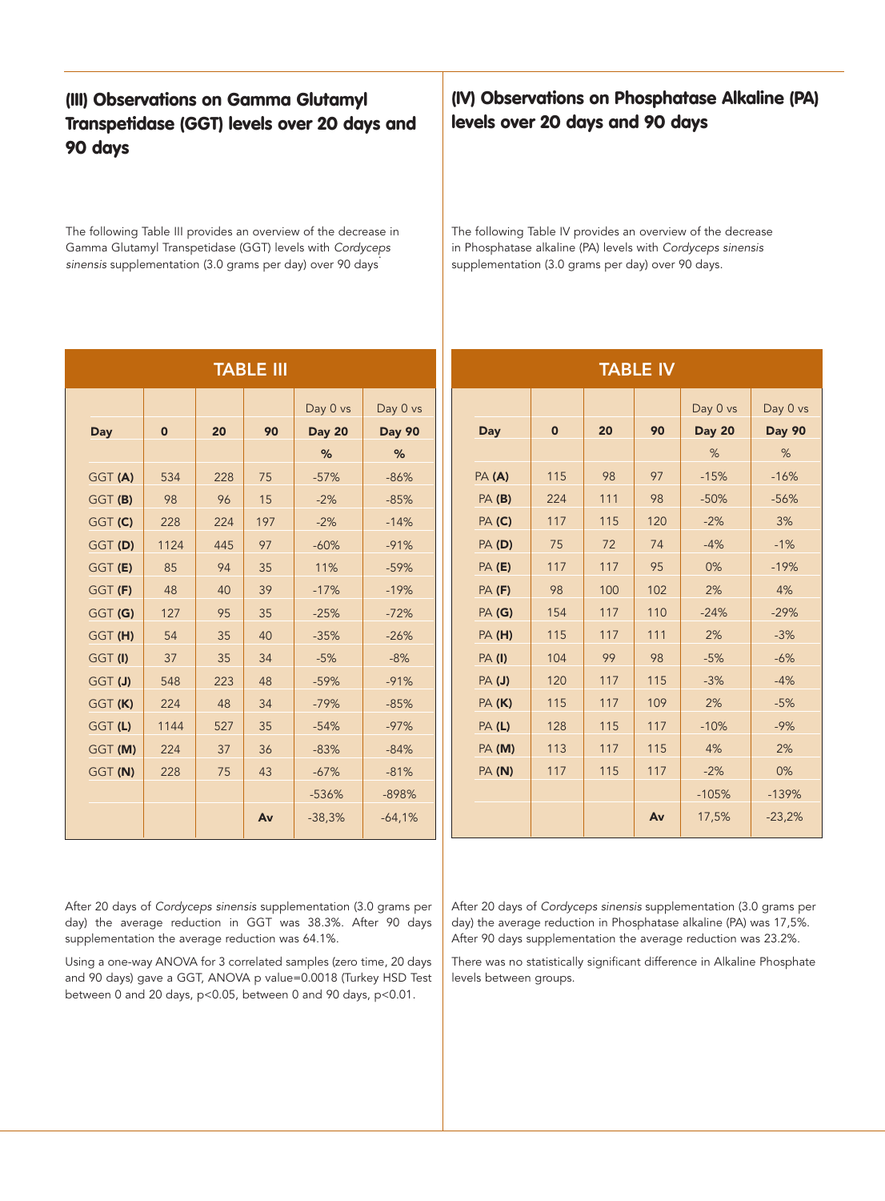## (III) Observations on Gamma Glutamyl Transpetidase (GGT) levels over 20 days and 90 days

The following Table III provides an overview of the decrease in Gamma Glutamyl Transpetidase (GGT) levels with *Cordyceps sinensis* supplementation (3.0 grams per day) over 90 days

**TABLE III**

| Day | 0 | 20 | 90 | Day 0 vs Day 20 % | Day 0 vs Day 90 % |
|---|---|---|---|---|---|
| GGT **(A)** | 534 | 228 | 75 | -57% | -86% |
| GGT **(B)** | 98 | 96 | 15 | -2% | -85% |
| GGT **(C)** | 228 | 224 | 197 | -2% | -14% |
| GGT **(D)** | 1124 | 445 | 97 | -60% | -91% |
| GGT **(E)** | 85 | 94 | 35 | 11% | -59% |
| GGT **(F)** | 48 | 40 | 39 | -17% | -19% |
| GGT **(G)** | 127 | 95 | 35 | -25% | -72% |
| GGT **(H)** | 54 | 35 | 40 | -35% | -26% |
| GGT **(I)** | 37 | 35 | 34 | -5% | -8% |
| GGT **(J)** | 548 | 223 | 48 | -59% | -91% |
| GGT **(K)** | 224 | 48 | 34 | -79% | -85% |
| GGT **(L)** | 1144 | 527 | 35 | -54% | -97% |
| GGT **(M)** | 224 | 37 | 36 | -83% | -84% |
| GGT **(N)** | 228 | 75 | 43 | -67% | -81% |
| | | | | -536% | -898% |
| | | | **Av** | -38,3% | -64,1% |

After 20 days of *Cordyceps sinensis* supplementation (3.0 grams per day) the average reduction in GGT was 38.3%. After 90 days supplementation the average reduction was 64.1%.

Using a one-way ANOVA for 3 correlated samples (zero time, 20 days and 90 days) gave a GGT, ANOVA p value=0.0018 (Turkey HSD Test between 0 and 20 days, $p<0.05$, between 0 and 90 days, $p<0.01$.

## (IV) Observations on Phosphatase Alkaline (PA) levels over 20 days and 90 days

The following Table IV provides an overview of the decrease in Phosphatase alkaline (PA) levels with *Cordyceps sinensis* supplementation (3.0 grams per day) over 90 days.

**TABLE IV**

| Day | 0 | 20 | 90 | Day 0 vs Day 20 % | Day 0 vs Day 90 % |
|---|---|---|---|---|---|
| PA **(A)** | 115 | 98 | 97 | -15% | -16% |
| PA **(B)** | 224 | 111 | 98 | -50% | -56% |
| PA **(C)** | 117 | 115 | 120 | -2% | 3% |
| PA **(D)** | 75 | 72 | 74 | -4% | -1% |
| PA **(E)** | 117 | 117 | 95 | 0% | -19% |
| PA **(F)** | 98 | 100 | 102 | 2% | 4% |
| PA **(G)** | 154 | 117 | 110 | -24% | -29% |
| PA **(H)** | 115 | 117 | 111 | 2% | -3% |
| PA **(I)** | 104 | 99 | 98 | -5% | -6% |
| PA **(J)** | 120 | 117 | 115 | -3% | -4% |
| PA **(K)** | 115 | 117 | 109 | 2% | -5% |
| PA **(L)** | 128 | 115 | 117 | -10% | -9% |
| PA **(M)** | 113 | 117 | 115 | 4% | 2% |
| PA **(N)** | 117 | 115 | 117 | -2% | 0% |
| | | | | -105% | -139% |
| | | | **Av** | 17,5% | -23,2% |

After 20 days of *Cordyceps sinensis* supplementation (3.0 grams per day) the average reduction in Phosphatase alkaline (PA) was 17,5%. After 90 days supplementation the average reduction was 23.2%.

There was no statistically significant difference in Alkaline Phosphate levels between groups.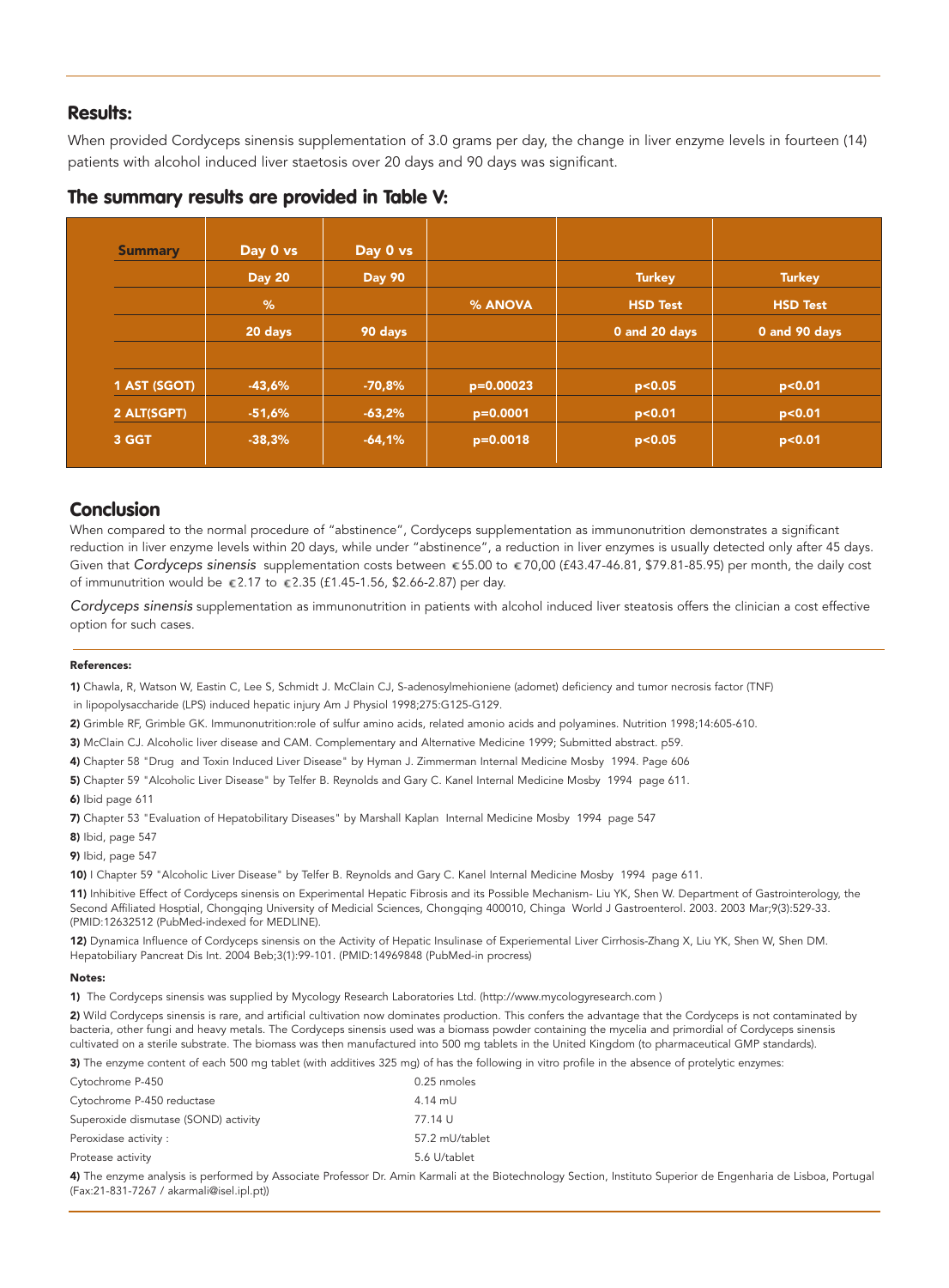## Results:

When provided Cordyceps sinensis supplementation of 3.0 grams per day, the change in liver enzyme levels in fourteen (14) patients with alcohol induced liver staetosis over 20 days and 90 days was significant.

## The summary results are provided in Table V:

| Summary | Day 0 vs Day 20 % 20 days | Day 0 vs Day 90 90 days | % ANOVA | Turkey HSD Test 0 and 20 days | Turkey HSD Test 0 and 90 days |
|---|---|---|---|---|---|
| 1 AST (SGOT) | -43,6% | -70,8% | p=0.00023 | p<0.05 | p<0.01 |
| 2 ALT(SGPT) | -51,6% | -63,2% | p=0.0001 | p<0.01 | p<0.01 |
| 3 GGT | -38,3% | -64,1% | p=0.0018 | p<0.05 | p<0.01 |

## Conclusion

When compared to the normal procedure of "abstinence", Cordyceps supplementation as immunonutrition demonstrates a significant reduction in liver enzyme levels within 20 days, while under "abstinence", a reduction in liver enzymes is usually detected only after 45 days. Given that *Cordyceps sinensis* supplementation costs between €65.00 to €70,00 (£43.47-46.81, $79.81-85.95) per month, the daily cost of immunutrition would be €2.17 to €2.35 (£1.45-1.56, $2.66-2.87) per day.

*Cordyceps sinensis* supplementation as immunonutrition in patients with alcohol induced liver steatosis offers the clinician a cost effective option for such cases.

**References:**

**1)** Chawla, R, Watson W, Eastin C, Lee S, Schmidt J. McClain CJ, S-adenosylmehioniene (adomet) deficiency and tumor necrosis factor (TNF) in lipopolysaccharide (LPS) induced hepatic injury Am J Physiol 1998;275:G125-G129.

**2)** Grimble RF, Grimble GK. Immunonutrition:role of sulfur amino acids, related amonio acids and polyamines. Nutrition 1998;14:605-610.

**3)** McClain CJ. Alcoholic liver disease and CAM. Complementary and Alternative Medicine 1999; Submitted abstract. p59.

**4)** Chapter 58 "Drug and Toxin Induced Liver Disease" by Hyman J. Zimmerman Internal Medicine Mosby 1994. Page 606

**5)** Chapter 59 "Alcoholic Liver Disease" by Telfer B. Reynolds and Gary C. Kanel Internal Medicine Mosby 1994 page 611.

**6)** Ibid page 611

**7)** Chapter 53 "Evaluation of Hepatobilitary Diseases" by Marshall Kaplan Internal Medicine Mosby 1994 page 547

**8)** Ibid, page 547

**9)** Ibid, page 547

**10)** I Chapter 59 "Alcoholic Liver Disease" by Telfer B. Reynolds and Gary C. Kanel Internal Medicine Mosby 1994 page 611.

**11)** Inhibitive Effect of Cordyceps sinensis on Experimental Hepatic Fibrosis and its Possible Mechanism- Liu YK, Shen W. Department of Gastrointerology, the Second Affiliated Hosptial, Chongqing University of Medicial Sciences, Chongqing 400010, Chinga World J Gastroenterol. 2003. 2003 Mar;9(3):529-33. (PMID:12632512 (PubMed-indexed for MEDLINE).

**12)** Dynamica Influence of Cordyceps sinensis on the Activity of Hepatic Insulinase of Experiemental Liver Cirrhosis-Zhang X, Liu YK, Shen W, Shen DM. Hepatobiliary Pancreat Dis Int. 2004 Beb;3(1):99-101. (PMID:14969848 (PubMed-in process)

**Notes:**

**1)** The Cordyceps sinensis was supplied by Mycology Research Laboratories Ltd. (http://www.mycologyresearch.com )

**2)** Wild Cordyceps sinensis is rare, and artificial cultivation now dominates production. This confers the advantage that the Cordyceps is not contaminated by bacteria, other fungi and heavy metals. The Cordyceps sinensis used was a biomass powder containing the mycelia and primordial of Cordyceps sinensis cultivated on a sterile substrate. The biomass was then manufactured into 500 mg tablets in the United Kingdom (to pharmaceutical GMP standards).

**3)** The enzyme content of each 500 mg tablet (with additives 325 mg) of has the following in vitro profile in the absence of protelytic enzymes:

| | |
|---|---|
| Cytochrome P-450 | 0.25 nmoles |
| Cytochrome P-450 reductase | 4.14 mU |
| Superoxide dismutase (SOND) activity | 77.14 U |
| Peroxidase activity : | 57.2 mU/tablet |
| Protease activity | 5.6 U/tablet |

**4)** The enzyme analysis is performed by Associate Professor Dr. Amin Karmali at the Biotechnology Section, Instituto Superior de Engenharia de Lisboa, Portugal (Fax:21-831-7267 / akarmali@isel.ipl.pt))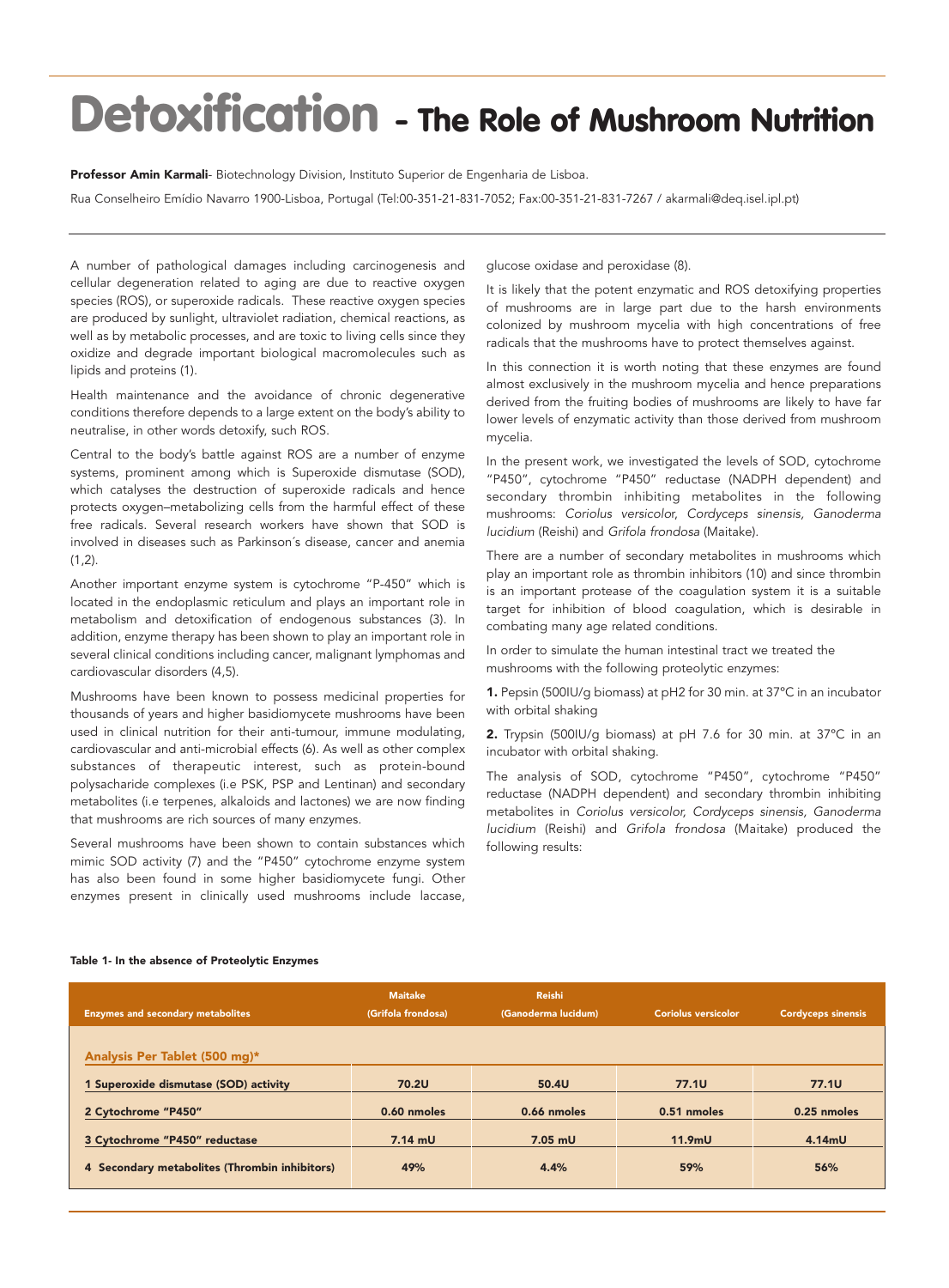# Detoxification - The Role of Mushroom Nutrition

**Professor Amin Karmali**- Biotechnology Division, Instituto Superior de Engenharia de Lisboa.

Rua Conselheiro Emídio Navarro 1900-Lisboa, Portugal (Tel:00-351-21-831-7052; Fax:00-351-21-831-7267 / akarmali@deq.isel.ipl.pt)

A number of pathological damages including carcinogenesis and cellular degeneration related to aging are due to reactive oxygen species (ROS), or superoxide radicals. These reactive oxygen species are produced by sunlight, ultraviolet radiation, chemical reactions, as well as by metabolic processes, and are toxic to living cells since they oxidize and degrade important biological macromolecules such as lipids and proteins (1).

Health maintenance and the avoidance of chronic degenerative conditions therefore depends to a large extent on the body's ability to neutralise, in other words detoxify, such ROS.

Central to the body's battle against ROS are a number of enzyme systems, prominent among which is Superoxide dismutase (SOD), which catalyses the destruction of superoxide radicals and hence protects oxygen–metabolizing cells from the harmful effect of these free radicals. Several research workers have shown that SOD is involved in diseases such as Parkinson´s disease, cancer and anemia (1,2).

Another important enzyme system is cytochrome "P-450" which is located in the endoplasmic reticulum and plays an important role in metabolism and detoxification of endogenous substances (3). In addition, enzyme therapy has been shown to play an important role in several clinical conditions including cancer, malignant lymphomas and cardiovascular disorders (4,5).

Mushrooms have been known to possess medicinal properties for thousands of years and higher basidiomycete mushrooms have been used in clinical nutrition for their anti-tumour, immune modulating, cardiovascular and anti-microbial effects (6). As well as other complex substances of therapeutic interest, such as protein-bound polysacharide complexes (i.e PSK, PSP and Lentinan) and secondary metabolites (i.e terpenes, alkaloids and lactones) we are now finding that mushrooms are rich sources of many enzymes.

Several mushrooms have been shown to contain substances which mimic SOD activity (7) and the "P450" cytochrome enzyme system has also been found in some higher basidiomycete fungi. Other enzymes present in clinically used mushrooms include laccase, glucose oxidase and peroxidase (8).

It is likely that the potent enzymatic and ROS detoxifying properties of mushrooms are in large part due to the harsh environments colonized by mushroom mycelia with high concentrations of free radicals that the mushrooms have to protect themselves against.

In this connection it is worth noting that these enzymes are found almost exclusively in the mushroom mycelia and hence preparations derived from the fruiting bodies of mushrooms are likely to have far lower levels of enzymatic activity than those derived from mushroom mycelia.

In the present work, we investigated the levels of SOD, cytochrome "P450", cytochrome "P450" reductase (NADPH dependent) and secondary thrombin inhibiting metabolites in the following mushrooms: *Coriolus versicolor*, *Cordyceps sinensis*, *Ganoderma lucidium* (Reishi) and *Grifola frondosa* (Maitake).

There are a number of secondary metabolites in mushrooms which play an important role as thrombin inhibitors (10) and since thrombin is an important protease of the coagulation system it is a suitable target for inhibition of blood coagulation, which is desirable in combating many age related conditions.

In order to simulate the human intestinal tract we treated the mushrooms with the following proteolytic enzymes:

**1.** Pepsin (500IU/g biomass) at pH2 for 30 min. at 37°C in an incubator with orbital shaking

**2.** Trypsin (500IU/g biomass) at pH 7.6 for 30 min. at 37°C in an incubator with orbital shaking.

The analysis of SOD, cytochrome "P450", cytochrome "P450" reductase (NADPH dependent) and secondary thrombin inhibiting metabolites in *Coriolus versicolor, Cordyceps sinensis, Ganoderma lucidium* (Reishi) and *Grifola frondosa* (Maitake) produced the following results:

**Table 1- In the absence of Proteolytic Enzymes**

| Enzymes and secondary metabolites | Maitake (Grifola frondosa) | Reishi (Ganoderma lucidum) | Coriolus versicolor | Cordyceps sinensis |
|---|---|---|---|---|
| **Analysis Per Tablet (500 mg)*** | | | | |
| 1 Superoxide dismutase (SOD) activity | 70.2U | 50.4U | 77.1U | 77.1U |
| 2 Cytochrome "P450" | 0.60 nmoles | 0.66 nmoles | 0.51 nmoles | 0.25 nmoles |
| 3 Cytochrome "P450" reductase | 7.14 mU | 7.05 mU | 11.9mU | 4.14mU |
| 4 Secondary metabolites (Thrombin inhibitors) | 49% | 4.4% | 59% | 56% |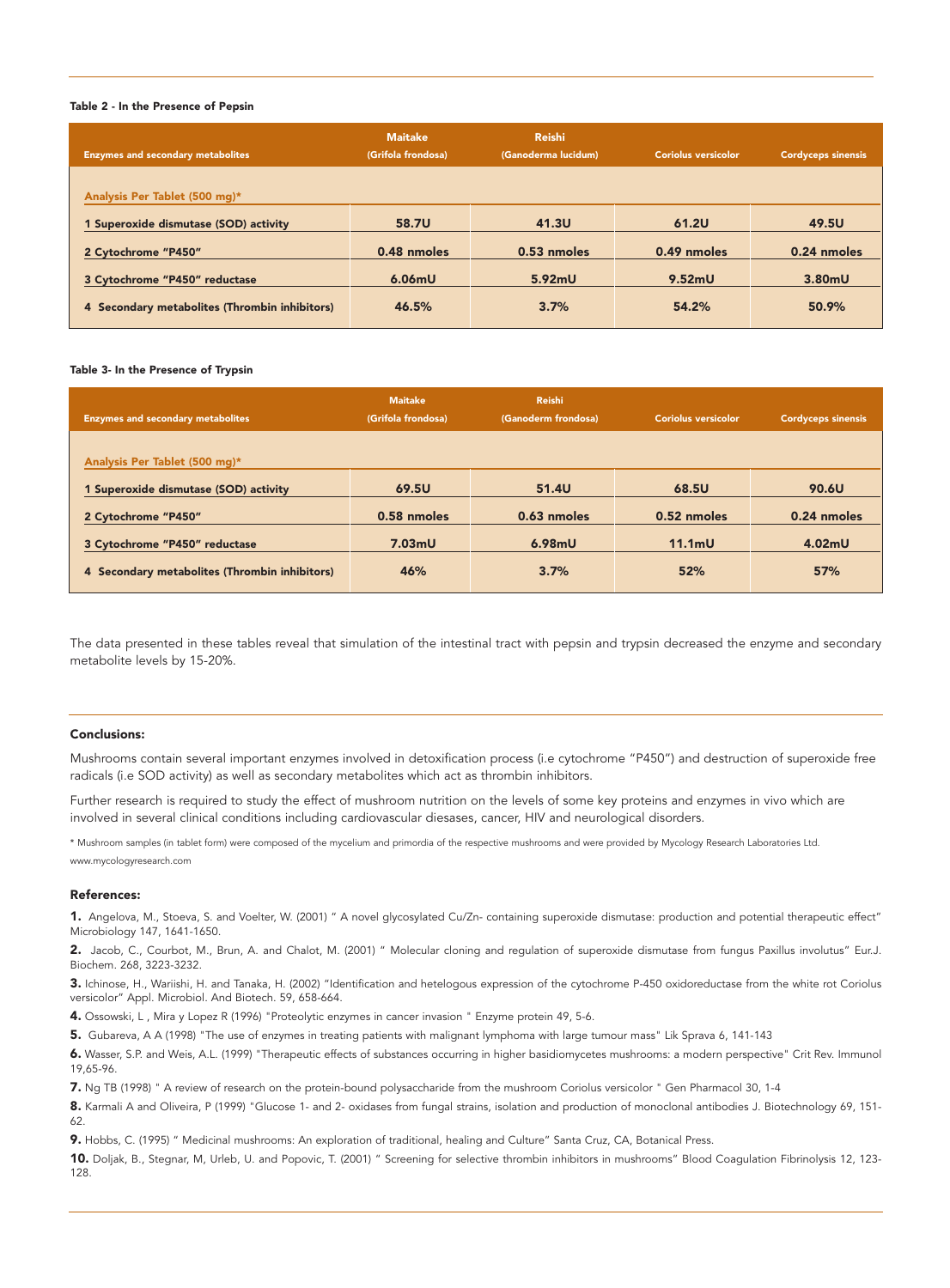**Table 2 - In the Presence of Pepsin**

| Enzymes and secondary metabolites | Maitake (Grifola frondosa) | Reishi (Ganoderma lucidum) | Coriolus versicolor | Cordyceps sinensis |
|---|---|---|---|---|
| Analysis Per Tablet (500 mg)* | | | | |
| 1 Superoxide dismutase (SOD) activity | 58.7U | 41.3U | 61.2U | 49.5U |
| 2 Cytochrome "P450" | 0.48 nmoles | 0.53 nmoles | 0.49 nmoles | 0.24 nmoles |
| 3 Cytochrome "P450" reductase | 6.06mU | 5.92mU | 9.52mU | 3.80mU |
| 4 Secondary metabolites (Thrombin inhibitors) | 46.5% | 3.7% | 54.2% | 50.9% |

**Table 3- In the Presence of Trypsin**

| Enzymes and secondary metabolites | Maitake (Grifola frondosa) | Reishi (Ganoderm frondosa) | Coriolus versicolor | Cordyceps sinensis |
|---|---|---|---|---|
| Analysis Per Tablet (500 mg)* | | | | |
| 1 Superoxide dismutase (SOD) activity | 69.5U | 51.4U | 68.5U | 90.6U |
| 2 Cytochrome "P450" | 0.58 nmoles | 0.63 nmoles | 0.52 nmoles | 0.24 nmoles |
| 3 Cytochrome "P450" reductase | 7.03mU | 6.98mU | 11.1mU | 4.02mU |
| 4 Secondary metabolites (Thrombin inhibitors) | 46% | 3.7% | 52% | 57% |

The data presented in these tables reveal that simulation of the intestinal tract with pepsin and trypsin decreased the enzyme and secondary metabolite levels by 15-20%.

### Conclusions:

Mushrooms contain several important enzymes involved in detoxification process (i.e cytochrome "P450") and destruction of superoxide free radicals (i.e SOD activity) as well as secondary metabolites which act as thrombin inhibitors.

Further research is required to study the effect of mushroom nutrition on the levels of some key proteins and enzymes in vivo which are involved in several clinical conditions including cardiovascular diesases, cancer, HIV and neurological disorders.

* Mushroom samples (in tablet form) were composed of the mycelium and primordia of the respective mushrooms and were provided by Mycology Research Laboratories Ltd. www.mycologyresearch.com

### References:

**1.** Angelova, M., Stoeva, S. and Voelter, W. (2001) " A novel glycosylated Cu/Zn- containing superoxide dismutase: production and potential therapeutic effect" Microbiology 147, 1641-1650.

**2.** Jacob, C., Courbot, M., Brun, A. and Chalot, M. (2001) " Molecular cloning and regulation of superoxide dismutase from fungus Paxillus involutus" Eur.J. Biochem. 268, 3223-3232.

**3.** Ichinose, H., Wariishi, H. and Tanaka, H. (2002) "Identification and hetelogous expression of the cytochrome P-450 oxidoreductase from the white rot Coriolus versicolor" Appl. Microbiol. And Biotech. 59, 658-664.

**4.** Ossowski, L , Mira y Lopez R (1996) "Proteolytic enzymes in cancer invasion " Enzyme protein 49, 5-6.

**5.** Gubareva, A A (1998) "The use of enzymes in treating patients with malignant lymphoma with large tumour mass" Lik Sprava 6, 141-143

**6.** Wasser, S.P. and Weis, A.L. (1999) "Therapeutic effects of substances occurring in higher basidiomycetes mushrooms: a modern perspective" Crit Rev. Immunol 19,65-96.

**7.** Ng TB (1998) " A review of research on the protein-bound polysaccharide from the mushroom Coriolus versicolor " Gen Pharmacol 30, 1-4

**8.** Karmali A and Oliveira, P (1999) "Glucose 1- and 2- oxidases from fungal strains, isolation and production of monoclonal antibodies J. Biotechnology 69, 151-62.

**9.** Hobbs, C. (1995) " Medicinal mushrooms: An exploration of traditional, healing and Culture" Santa Cruz, CA, Botanical Press.

**10.** Doljak, B., Stegnar, M, Urleb, U. and Popovic, T. (2001) " Screening for selective thrombin inhibitors in mushrooms" Blood Coagulation Fibrinolysis 12, 123-128.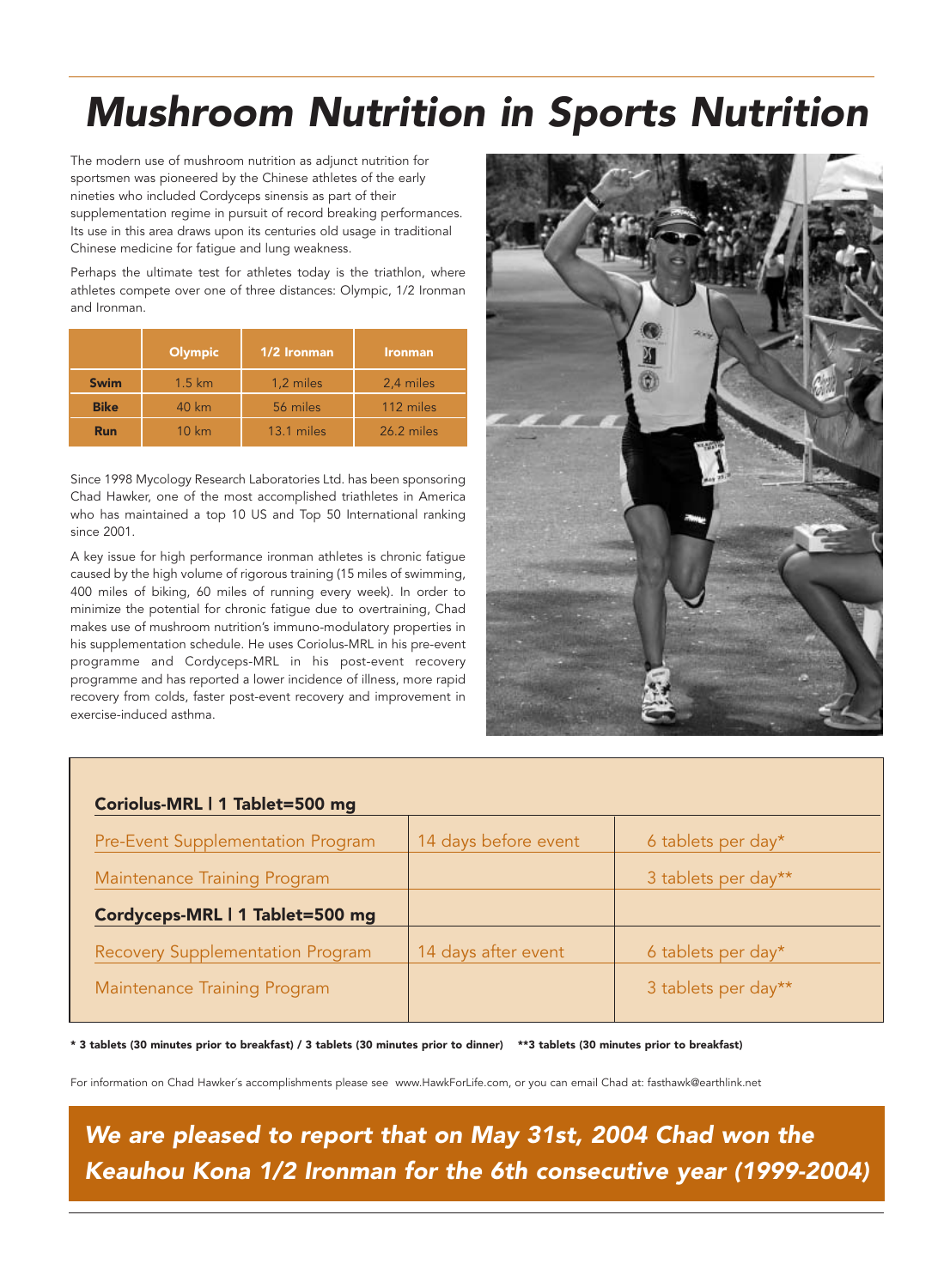# Mushroom Nutrition in Sports Nutrition

The modern use of mushroom nutrition as adjunct nutrition for sportsmen was pioneered by the Chinese athletes of the early nineties who included Cordyceps sinensis as part of their supplementation regime in pursuit of record breaking performances. Its use in this area draws upon its centuries old usage in traditional Chinese medicine for fatigue and lung weakness.

Perhaps the ultimate test for athletes today is the triathlon, where athletes compete over one of three distances: Olympic, 1/2 Ironman and Ironman.

| | Olympic | 1/2 Ironman | Ironman |
|---|---|---|---|
| **Swim** | 1.5 km | 1,2 miles | 2,4 miles |
| **Bike** | 40 km | 56 miles | 112 miles |
| **Run** | 10 km | 13.1 miles | 26.2 miles |

Since 1998 Mycology Research Laboratories Ltd. has been sponsoring Chad Hawker, one of the most accomplished triathletes in America who has maintained a top 10 US and Top 50 International ranking since 2001.

A key issue for high performance ironman athletes is chronic fatigue caused by the high volume of rigorous training (15 miles of swimming, 400 miles of biking, 60 miles of running every week). In order to minimize the potential for chronic fatigue due to overtraining, Chad makes use of mushroom nutrition's immuno-modulatory properties in his supplementation schedule. He uses Coriolus-MRL in his pre-event programme and Cordyceps-MRL in his post-event recovery programme and has reported a lower incidence of illness, more rapid recovery from colds, faster post-event recovery and improvement in exercise-induced asthma.

| **Coriolus-MRL I 1 Tablet=500 mg** | | |
|---|---|---|
| Pre-Event Supplementation Program | 14 days before event | 6 tablets per day* |
| Maintenance Training Program | | 3 tablets per day** |
| **Cordyceps-MRL I 1 Tablet=500 mg** | | |
| Recovery Supplementation Program | 14 days after event | 6 tablets per day* |
| Maintenance Training Program | | 3 tablets per day** |

**\* 3 tablets (30 minutes prior to breakfast) / 3 tablets (30 minutes prior to dinner) \*\*3 tablets (30 minutes prior to breakfast)**

For information on Chad Hawker's accomplishments please see www.HawkForLife.com, or you can email Chad at: fasthawk@earthlink.net

***We are pleased to report that on May 31st, 2004 Chad won the Keauhou Kona 1/2 Ironman for the 6th consecutive year (1999-2004)***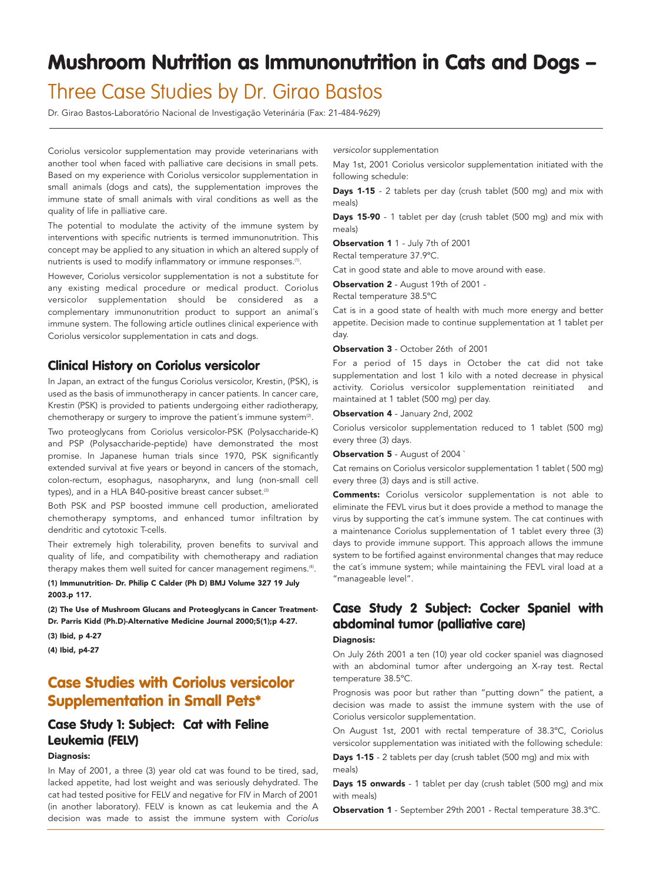# Mushroom Nutrition as Immunonutrition in Cats and Dogs –

## Three Case Studies by Dr. Girao Bastos

Dr. Girao Bastos-Laboratório Nacional de Investigação Veterinária (Fax: 21-484-9629)

Coriolus versicolor supplementation may provide veterinarians with another tool when faced with palliative care decisions in small pets. Based on my experience with Coriolus versicolor supplementation in small animals (dogs and cats), the supplementation improves the immune state of small animals with viral conditions as well as the quality of life in palliative care.

The potential to modulate the activity of the immune system by interventions with specific nutrients is termed immunonutrition. This concept may be applied to any situation in which an altered supply of nutrients is used to modify inflammatory or immune responses.[1].

However, Coriolus versicolor supplementation is not a substitute for any existing medical procedure or medical product. Coriolus versicolor supplementation should be considered as a complementary immunonutrition product to support an animal´s immune system. The following article outlines clinical experience with Coriolus versicolor supplementation in cats and dogs.

### Clinical History on Coriolus versicolor

In Japan, an extract of the fungus Coriolus versicolor, Krestin, (PSK), is used as the basis of immunotherapy in cancer patients. In cancer care, Krestin (PSK) is provided to patients undergoing either radiotherapy, chemotherapy or surgery to improve the patient´s immune system[2].

Two proteoglycans from Coriolus versicolor-PSK (Polysaccharide-K) and PSP (Polysaccharide-peptide) have demonstrated the most promise. In Japanese human trials since 1970, PSK significantly extended survival at five years or beyond in cancers of the stomach, colon-rectum, esophagus, nasopharynx, and lung (non-small cell types), and in a HLA B40-positive breast cancer subset.[3]

Both PSK and PSP boosted immune cell production, ameliorated chemotherapy symptoms, and enhanced tumor infiltration by dendritic and cytotoxic T-cells.

Their extremely high tolerability, proven benefits to survival and quality of life, and compatibility with chemotherapy and radiation therapy makes them well suited for cancer management regimens.[4].

**(1) Immunutrition- Dr. Philip C Calder (Ph D) BMJ Volume 327 19 July 2003.p 117.**

**(2) The Use of Mushroom Glucans and Proteoglycans in Cancer Treatment- Dr. Parris Kidd (Ph.D)-Alternative Medicine Journal 2000;5(1);p 4-27.**

**(3) Ibid, p 4-27**

**(4) Ibid, p4-27**

## Case Studies with Coriolus versicolor Supplementation in Small Pets*

### Case Study 1: Subject: Cat with Feline Leukemia (FELV)

**Diagnosis:**

In May of 2001, a three (3) year old cat was found to be tired, sad, lacked appetite, had lost weight and was seriously dehydrated. The cat had tested positive for FELV and negative for FIV in March of 2001 (in another laboratory). FELV is known as cat leukemia and the A decision was made to assist the immune system with *Coriolus versicolor* supplementation

May 1st, 2001 Coriolus versicolor supplementation initiated with the following schedule:

**Days 1-15** - 2 tablets per day (crush tablet (500 mg) and mix with meals)

**Days 15-90** - 1 tablet per day (crush tablet (500 mg) and mix with meals)

**Observation 1** 1 - July 7th of 2001

Rectal temperature 37.9ºC.

Cat in good state and able to move around with ease.

**Observation 2** - August 19th of 2001 -

Rectal temperature 38.5ºC

Cat is in a good state of health with much more energy and better appetite. Decision made to continue supplementation at 1 tablet per day.

**Observation 3** - October 26th of 2001

For a period of 15 days in October the cat did not take supplementation and lost 1 kilo with a noted decrease in physical activity. Coriolus versicolor supplementation reinitiated and maintained at 1 tablet (500 mg) per day.

**Observation 4** - January 2nd, 2002

Coriolus versicolor supplementation reduced to 1 tablet (500 mg) every three (3) days.

**Observation 5** - August of 2004 `

Cat remains on Coriolus versicolor supplementation 1 tablet ( 500 mg) every three (3) days and is still active.

**Comments:** Coriolus versicolor supplementation is not able to eliminate the FEVL virus but it does provide a method to manage the virus by supporting the cat´s immune system. The cat continues with a maintenance Coriolus supplementation of 1 tablet every three (3) days to provide immune support. This approach allows the immune system to be fortified against environmental changes that may reduce the cat´s immune system; while maintaining the FEVL viral load at a "manageable level".

### Case Study 2 Subject: Cocker Spaniel with abdominal tumor (palliative care)

**Diagnosis:**

On July 26th 2001 a ten (10) year old cocker spaniel was diagnosed with an abdominal tumor after undergoing an X-ray test. Rectal temperature 38.5ºC.

Prognosis was poor but rather than "putting down" the patient, a decision was made to assist the immune system with the use of Coriolus versicolor supplementation.

On August 1st, 2001 with rectal temperature of 38.3ºC, Coriolus versicolor supplementation was initiated with the following schedule:

**Days 1-15** - 2 tablets per day (crush tablet (500 mg) and mix with meals)

**Days 15 onwards** - 1 tablet per day (crush tablet (500 mg) and mix with meals)

**Observation 1** - September 29th 2001 - Rectal temperature 38.3ºC.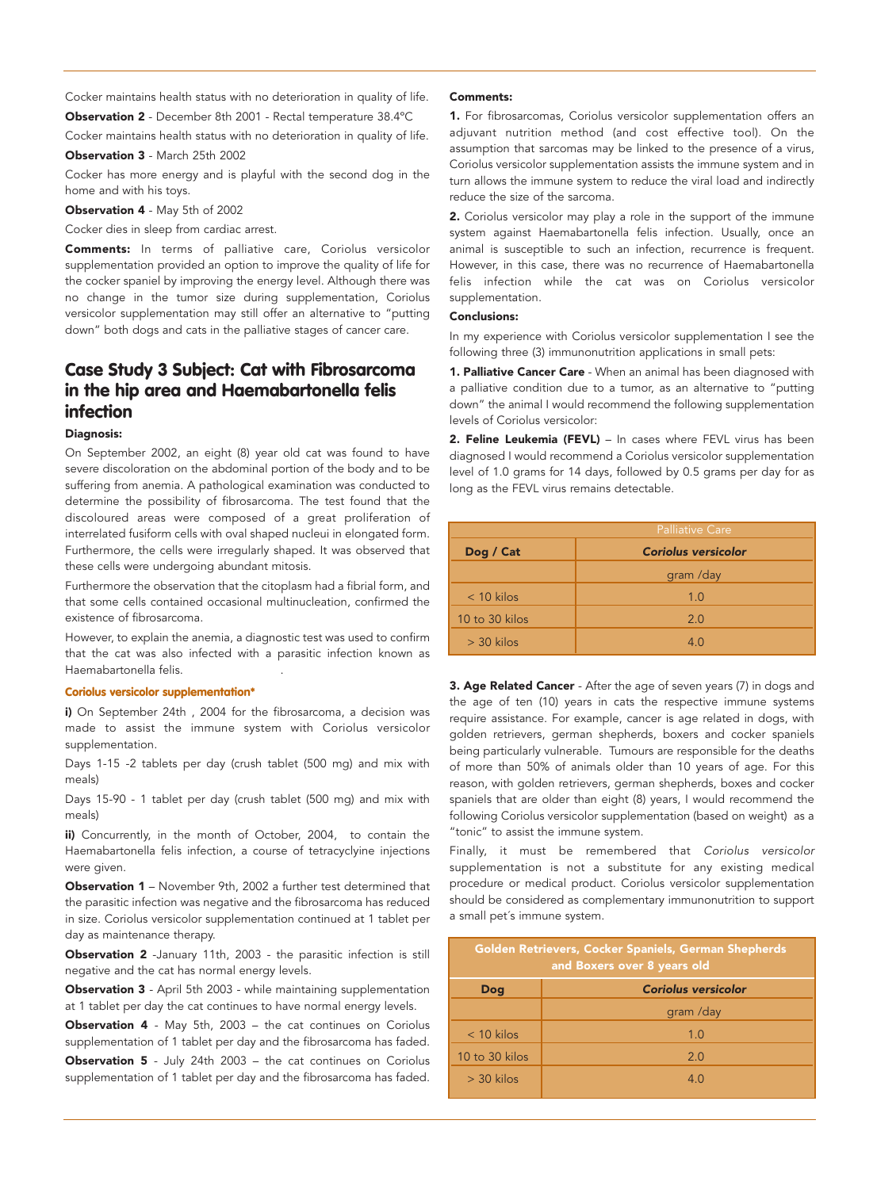Cocker maintains health status with no deterioration in quality of life.

**Observation 2** - December 8th 2001 - Rectal temperature 38.4ºC

Cocker maintains health status with no deterioration in quality of life.

**Observation 3** - March 25th 2002

Cocker has more energy and is playful with the second dog in the home and with his toys.

**Observation 4** - May 5th of 2002

Cocker dies in sleep from cardiac arrest.

**Comments:** In terms of palliative care, Coriolus versicolor supplementation provided an option to improve the quality of life for the cocker spaniel by improving the energy level. Although there was no change in the tumor size during supplementation, Coriolus versicolor supplementation may still offer an alternative to "putting down" both dogs and cats in the palliative stages of cancer care.

## Case Study 3 Subject: Cat with Fibrosarcoma in the hip area and Haemabartonella felis infection

**Diagnosis:**

On September 2002, an eight (8) year old cat was found to have severe discoloration on the abdominal portion of the body and to be suffering from anemia. A pathological examination was conducted to determine the possibility of fibrosarcoma. The test found that the discoloured areas were composed of a great proliferation of interrelated fusiform cells with oval shaped nucleui in elongated form. Furthermore, the cells were irregularly shaped. It was observed that these cells were undergoing abundant mitosis.

Furthermore the observation that the citoplasm had a fibrial form, and that some cells contained occasional multinucleation, confirmed the existence of fibrosarcoma.

However, to explain the anemia, a diagnostic test was used to confirm that the cat was also infected with a parasitic infection known as Haemabartonella felis.

**Coriolus versicolor supplementation***

**i)** On September 24th , 2004 for the fibrosarcoma, a decision was made to assist the immune system with Coriolus versicolor supplementation.

Days 1-15 -2 tablets per day (crush tablet (500 mg) and mix with meals)

Days 15-90 - 1 tablet per day (crush tablet (500 mg) and mix with meals)

**ii)** Concurrently, in the month of October, 2004, to contain the Haemabartonella felis infection, a course of tetracyclyine injections were given.

**Observation 1** – November 9th, 2002 a further test determined that the parasitic infection was negative and the fibrosarcoma has reduced in size. Coriolus versicolor supplementation continued at 1 tablet per day as maintenance therapy.

**Observation 2** -January 11th, 2003 - the parasitic infection is still negative and the cat has normal energy levels.

**Observation 3** - April 5th 2003 - while maintaining supplementation at 1 tablet per day the cat continues to have normal energy levels.

**Observation 4** - May 5th, 2003 – the cat continues on Coriolus supplementation of 1 tablet per day and the fibrosarcoma has faded.

**Observation 5** - July 24th 2003 – the cat continues on Coriolus supplementation of 1 tablet per day and the fibrosarcoma has faded.

**Comments:**

**1.** For fibrosarcomas, Coriolus versicolor supplementation offers an adjuvant nutrition method (and cost effective tool). On the assumption that sarcomas may be linked to the presence of a virus, Coriolus versicolor supplementation assists the immune system and in turn allows the immune system to reduce the viral load and indirectly reduce the size of the sarcoma.

**2.** Coriolus versicolor may play a role in the support of the immune system against Haemabartonella felis infection. Usually, once an animal is susceptible to such an infection, recurrence is frequent. However, in this case, there was no recurrence of Haemabartonella felis infection while the cat was on Coriolus versicolor supplementation.

**Conclusions:**

In my experience with Coriolus versicolor supplementation I see the following three (3) immunonutrition applications in small pets:

**1. Palliative Cancer Care** - When an animal has been diagnosed with a palliative condition due to a tumor, as an alternative to "putting down" the animal I would recommend the following supplementation levels of Coriolus versicolor:

**2. Feline Leukemia (FEVL)** – In cases where FEVL virus has been diagnosed I would recommend a Coriolus versicolor supplementation level of 1.0 grams for 14 days, followed by 0.5 grams per day for as long as the FEVL virus remains detectable.

| Palliative Care | |
|---|---|
| **Dog / Cat** | ***Coriolus versicolor*** |
| | gram /day |
| < 10 kilos | 1.0 |
| 10 to 30 kilos | 2.0 |
| > 30 kilos | 4.0 |

**3. Age Related Cancer** - After the age of seven years (7) in dogs and the age of ten (10) years in cats the respective immune systems require assistance. For example, cancer is age related in dogs, with golden retrievers, german shepherds, boxers and cocker spaniels being particularly vulnerable. Tumours are responsible for the deaths of more than 50% of animals older than 10 years of age. For this reason, with golden retrievers, german shepherds, boxes and cocker spaniels that are older than eight (8) years, I would recommend the following Coriolus versicolor supplementation (based on weight) as a "tonic" to assist the immune system.

Finally, it must be remembered that *Coriolus versicolor* supplementation is not a substitute for any existing medical procedure or medical product. Coriolus versicolor supplementation should be considered as complementary immunonutrition to support a small pet´s immune system.

| Golden Retrievers, Cocker Spaniels, German Shepherds and Boxers over 8 years old | |
|---|---|
| **Dog** | ***Coriolus versicolor*** |
| | gram /day |
| < 10 kilos | 1.0 |
| 10 to 30 kilos | 2.0 |
| > 30 kilos | 4.0 |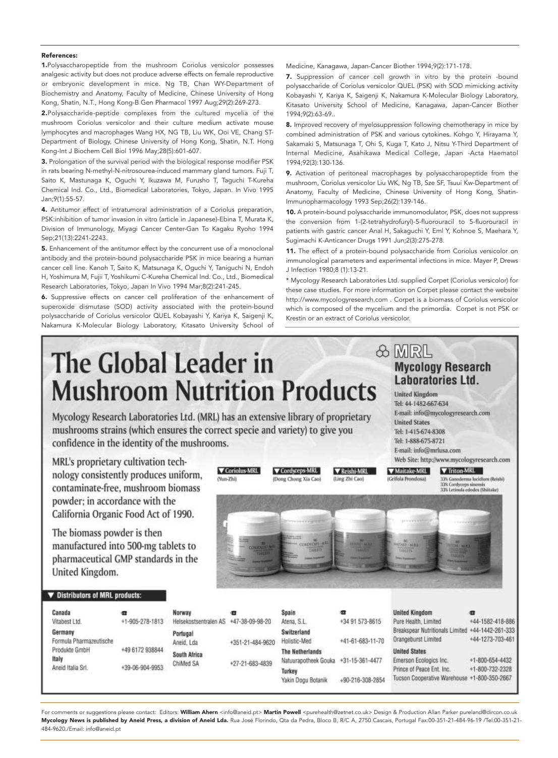**References:**

**1.** Polysaccharopeptide from the mushroom Coriolus versicolor possesses analgesic activity but does not produce adverse effects on female reproductive or embryonic development in mice. Ng TB, Chan WY-Department of Biochemistry and Anatomy, Faculty of Medicine, Chinese University of Hong Kong, Shatin, N.T., Hong Kong-B Gen Pharmacol 1997 Aug;29(2):269-273.

**2.** Polysaccharide-peptide complexes from the cultured mycelia of the mushroom Coriolus versicolor and their culture medium activate mouse lymphocytes and macrophages Wang HX, NG TB, Liu WK, Ooi VE, Chang ST-Department of Biology, Chinese University of Hong Kong, Shatin, N.T. Hong Kong-Int J Biochem Cell Biol 1996 May;28(5):601-607.

**3.** Prolongation of the survival period with the biological response modifier PSK in rats bearing N-methyl-N-nitrosourea-induced mammary gland tumors. Fuji T, Saito K, Mastunaga K, Oguchi Y, Ikuzawa M, Furusho T, Taguchi T-Kureha Chemical Ind. Co., Ltd., Biomedical Laboratories, Tokyo, Japan. In Vivo 1995 Jan;9(1):55-57.

**4.** Antitumor effect of intratumoral administration of a Coriolus preparation, PSK:inhibition of tumor invasion in vitro (article in Japanese)-Ebina T, Murata K, Division of Immunology, Miyagi Cancer Center-Gan To Kagaku Ryoho 1994 Sep;21(13):2241-2243.

**5.** Enhancement of the antitumor effect by the concurrent use of a monoclonal antibody and the protein-bound polysaccharide PSK in mice bearing a human cancer cell line. Kanoh T, Saito K, Matsunaga K, Oguchi Y, Taniguchi N, Endoh H, Yoshimura M, Fujii T, Yoshikumi C-Kureha Chemical Ind. Co., Ltd., Biomedical Research Laboratories, Tokyo, Japan In Vivo 1994 Mar;8(2):241-245.

**6.** Suppressive effects on cancer cell proliferation of the enhancement of superoxide dismutase (SOD) activity associated with the protein-bound polysaccharide of Coriolus versicolor QUEL Kobayashi Y, Kariya K, Saigenji K, Nakamura K-Molecular Biology Laboratory, Kitasato University School of Medicine, Kanagawa, Japan-Cancer Biother 1994;9(2):171-178.

**7.** Suppression of cancer cell growth in vitro by the protein -bound polysaccharide of Coriolus versicolor QUEL (PSK) with SOD mimicking activity Kobayashi Y, Kariya K, Saigenji K, Nakamura K-Molecular Biology Laboratory, Kitasato University School of Medicine, Kanagawa, Japan-Cancer Biother 1994;9(2):63-69..

**8.** Improved recovery of myelosuppression following chemotherapy in mice by combined administration of PSK and various cytokines. Kohgo Y, Hirayama Y, Sakamaki S, Matsunaga T, Ohi S, Kuga T, Kato J, Nitsu Y-Third Department of Internal Medicine, Asahikawa Medical College, Japan -Acta Haematol 1994;92(3):130-136.

**9.** Activation of peritoneal macrophages by polysaccharopeptide from the mushroom, Coriolus versicolor Liu WK, Ng TB, Sze SF, Tsuui Kw-Department of Anatomy, Faculty of Medicine, Chinese University of Hong Kong, Shatin-Immunopharmacology 1993 Sep;26(2):139-146.

**10.** A protein-bound polysaccharide immunomodulator, PSK, does not suppress the conversion from 1-(2-tetrahydrofuryl)-5-fluorouracil to 5-fluorouracil in patients with gastric cancer Anal H, Sakaguchi Y, Eml Y, Kohnoe S, Maehara Y, Sugimachi K-Anticancer Drugs 1991 Jun;2(3):275-278.

**11.** The effect of a protein-bound polysaccharide from Coriolus versicolor on immunological parameters and experimental infections in mice. Mayer P, Drews J Infection 1980;8 (1):13-21.

\* Mycology Research Laboratories Ltd. supplied Corpet (Coriolus versicolor) for these case studies. For more information on Corpet please contact the website http://www.mycologyresearch.com . Corpet is a biomass of Coriolus versicolor which is composed of the mycelium and the primordia. Corpet is not PSK or Krestin or an extract of Coriolus versicolor.

# The Global Leader in Mushroom Nutrition Products

**MRL Mycology Research Laboratories Ltd.**

United Kingdom
Tel: 44-1482-667-634
E-mail: info@mycologyresearch.com
United States
Tel: 1-415-674-8308
Tel: 1-888-675-8721
E-mail: info@mrlusa.com
Web Site: http://www.mycologyresearch.com

Mycology Research Laboratories Ltd. (MRL) has an extensive library of proprietary mushrooms strains (which ensures the correct specie and variety) to give you confidence in the identity of the mushrooms.

MRL's proprietary cultivation technology consistently produces uniform, contaminate-free, mushroom biomass powder; in accordance with the California Organic Food Act of 1990.

The biomass powder is then manufactured into 500-mg tablets to pharmaceutical GMP standards in the United Kingdom.

Coriolus-MRL (Yun-Zhi)
Cordyceps-MRL (Dong Chong Xia Cao)
Reishi-MRL (Ling Zhi Cao)
Maitake-MRL (Grifola Frondosa)
Triton-MRL: 33% Ganoderma lucidium (Reishi), 33% Cordyceps sinensis, 33% Letinula edodes (Shiitake)

**Distributors of MRL products:**

**Canada**
Vitabest Ltd. +1-905-278-1813

**Germany**
Formula Pharmazeutische Produkte GmbH +49 6172 938844

**Italy**
Aneid Italia Srl. +39-06-904-9953

**Norway**
Helsekostsentralen AS +47-38-09-98-20

**Portugal**
Aneid, Lda +351-21-484-9620

**South Africa**
ChiMed SA +27-21-683-4839

**Spain**
Atena, S.L. +34 91 573-8615

**Switzerland**
Holistic-Med +41-61-683-11-70

**The Netherlands**
Natuurapotheek Gouka +31-15-361-4477

**Turkey**
Yakin Dogu Botanik +90-216-308-2854

**United Kingdom**
Pure Health, Limited +44-1582-418-886
Breakspear Nutritionals Limited +44-1442-261-333
Orangeburst Limited +44-1273-703-461

**United States**
Emerson Ecologics Inc. +1-800-654-4432
Prince of Peace Ent. Inc. +1-800-732-2328
Tucson Cooperative Warehouse +1-800-350-2667

For comments or suggestions please contact: Editors: **William Ahern** <info@aneid.pt> **Martin Powell** <purehealth@zetnet.co.uk> Design & Production Allan Parker pureland@dircon.co.uk
**Mycology News is published by Aneid Press, a division of Aneid Lda.** Rua José Florindo, Qta da Pedra, Bloco B, R/C A, 2750 Cascais, Portugal Fax:00-351-21-484-96-19 /Tel:00-351-21-484-9620./Email: info@aneid.pt